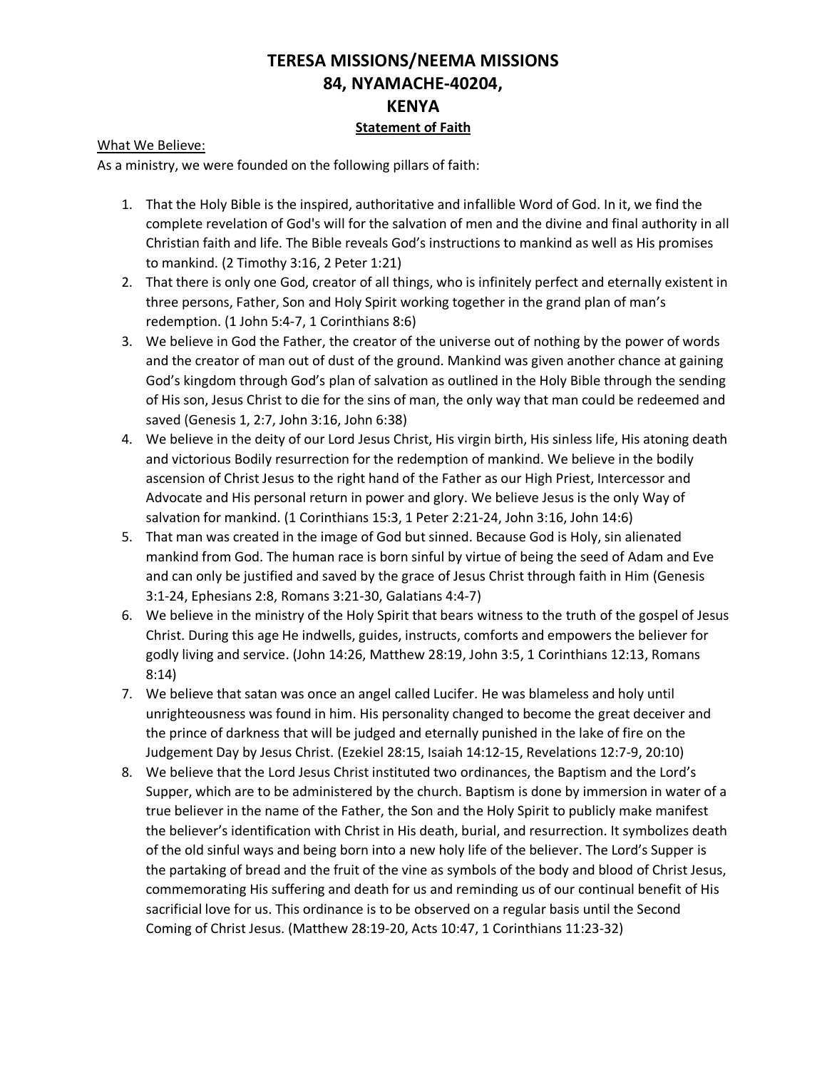# TERESA MISSIONS/NEEMA MISSIONS
# 84, NYAMACHE-40204,
# KENYA

## Statement of Faith

What We Believe:

As a ministry, we were founded on the following pillars of faith:

1. That the Holy Bible is the inspired, authoritative and infallible Word of God. In it, we find the complete revelation of God's will for the salvation of men and the divine and final authority in all Christian faith and life. The Bible reveals God's instructions to mankind as well as His promises to mankind. (2 Timothy 3:16, 2 Peter 1:21)
2. That there is only one God, creator of all things, who is infinitely perfect and eternally existent in three persons, Father, Son and Holy Spirit working together in the grand plan of man's redemption. (1 John 5:4-7, 1 Corinthians 8:6)
3. We believe in God the Father, the creator of the universe out of nothing by the power of words and the creator of man out of dust of the ground. Mankind was given another chance at gaining God's kingdom through God's plan of salvation as outlined in the Holy Bible through the sending of His son, Jesus Christ to die for the sins of man, the only way that man could be redeemed and saved (Genesis 1, 2:7, John 3:16, John 6:38)
4. We believe in the deity of our Lord Jesus Christ, His virgin birth, His sinless life, His atoning death and victorious Bodily resurrection for the redemption of mankind. We believe in the bodily ascension of Christ Jesus to the right hand of the Father as our High Priest, Intercessor and Advocate and His personal return in power and glory. We believe Jesus is the only Way of salvation for mankind. (1 Corinthians 15:3, 1 Peter 2:21-24, John 3:16, John 14:6)
5. That man was created in the image of God but sinned. Because God is Holy, sin alienated mankind from God. The human race is born sinful by virtue of being the seed of Adam and Eve and can only be justified and saved by the grace of Jesus Christ through faith in Him (Genesis 3:1-24, Ephesians 2:8, Romans 3:21-30, Galatians 4:4-7)
6. We believe in the ministry of the Holy Spirit that bears witness to the truth of the gospel of Jesus Christ. During this age He indwells, guides, instructs, comforts and empowers the believer for godly living and service. (John 14:26, Matthew 28:19, John 3:5, 1 Corinthians 12:13, Romans 8:14)
7. We believe that satan was once an angel called Lucifer. He was blameless and holy until unrighteousness was found in him. His personality changed to become the great deceiver and the prince of darkness that will be judged and eternally punished in the lake of fire on the Judgement Day by Jesus Christ. (Ezekiel 28:15, Isaiah 14:12-15, Revelations 12:7-9, 20:10)
8. We believe that the Lord Jesus Christ instituted two ordinances, the Baptism and the Lord's Supper, which are to be administered by the church. Baptism is done by immersion in water of a true believer in the name of the Father, the Son and the Holy Spirit to publicly make manifest the believer's identification with Christ in His death, burial, and resurrection. It symbolizes death of the old sinful ways and being born into a new holy life of the believer. The Lord's Supper is the partaking of bread and the fruit of the vine as symbols of the body and blood of Christ Jesus, commemorating His suffering and death for us and reminding us of our continual benefit of His sacrificial love for us. This ordinance is to be observed on a regular basis until the Second Coming of Christ Jesus. (Matthew 28:19-20, Acts 10:47, 1 Corinthians 11:23-32)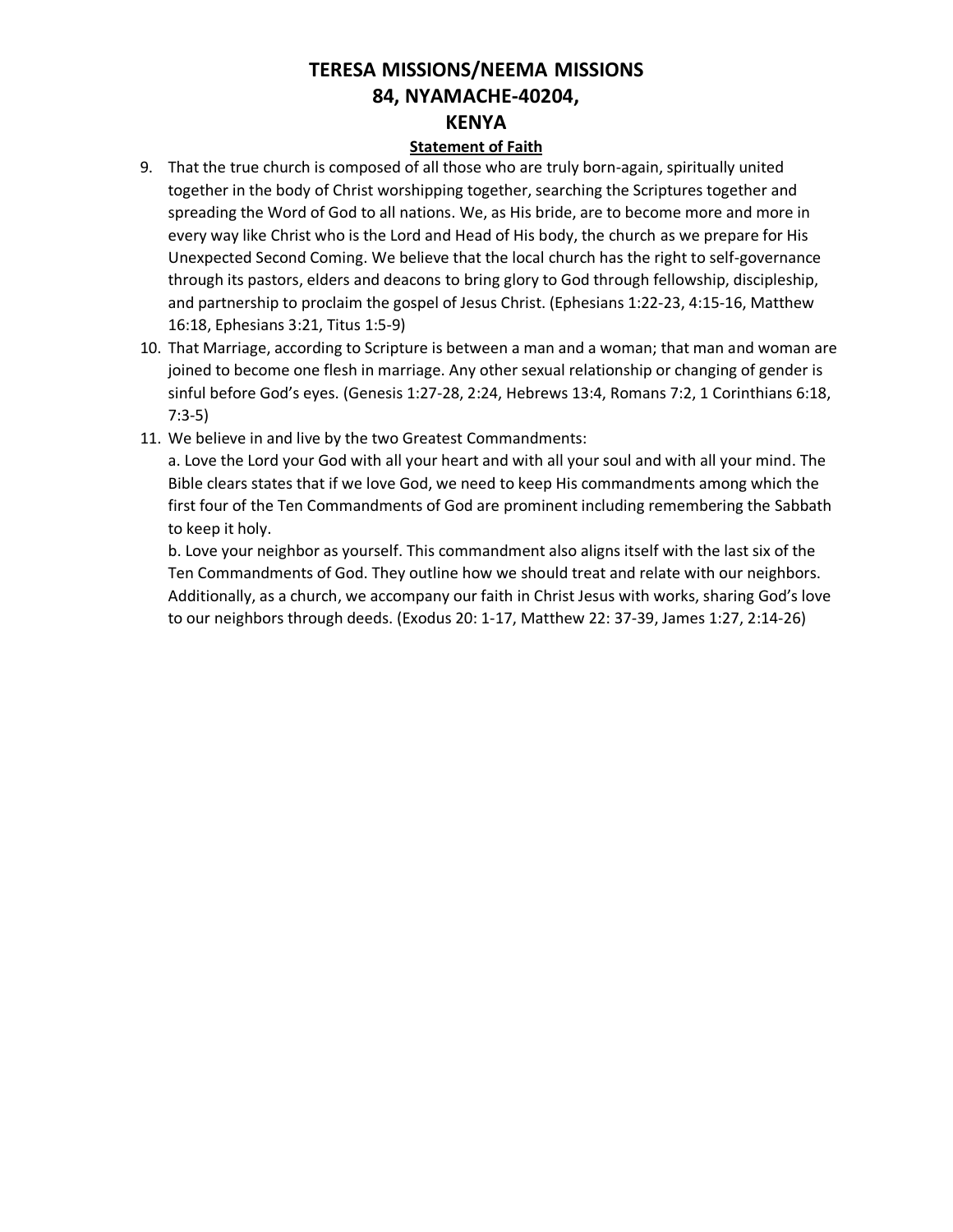# TERESA MISSIONS/NEEMA MISSIONS
# 84, NYAMACHE-40204,
# KENYA

**Statement of Faith**

9. That the true church is composed of all those who are truly born-again, spiritually united together in the body of Christ worshipping together, searching the Scriptures together and spreading the Word of God to all nations. We, as His bride, are to become more and more in every way like Christ who is the Lord and Head of His body, the church as we prepare for His Unexpected Second Coming. We believe that the local church has the right to self-governance through its pastors, elders and deacons to bring glory to God through fellowship, discipleship, and partnership to proclaim the gospel of Jesus Christ. (Ephesians 1:22-23, 4:15-16, Matthew 16:18, Ephesians 3:21, Titus 1:5-9)
10. That Marriage, according to Scripture is between a man and a woman; that man and woman are joined to become one flesh in marriage. Any other sexual relationship or changing of gender is sinful before God's eyes. (Genesis 1:27-28, 2:24, Hebrews 13:4, Romans 7:2, 1 Corinthians 6:18, 7:3-5)
11. We believe in and live by the two Greatest Commandments:

    a. Love the Lord your God with all your heart and with all your soul and with all your mind. The Bible clears states that if we love God, we need to keep His commandments among which the first four of the Ten Commandments of God are prominent including remembering the Sabbath to keep it holy.

    b. Love your neighbor as yourself. This commandment also aligns itself with the last six of the Ten Commandments of God. They outline how we should treat and relate with our neighbors. Additionally, as a church, we accompany our faith in Christ Jesus with works, sharing God's love to our neighbors through deeds. (Exodus 20: 1-17, Matthew 22: 37-39, James 1:27, 2:14-26)